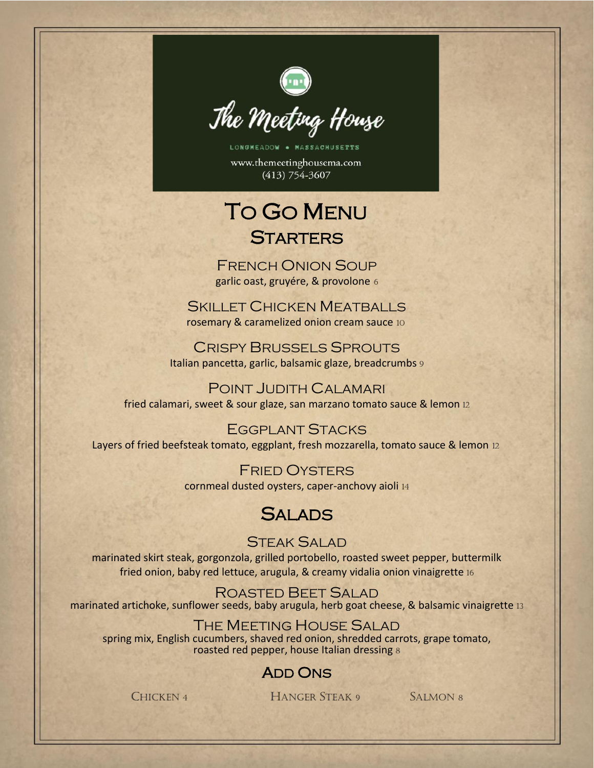# The Meeting House

LONGMEADOW • MASSACHUSETTS

www.themeetinghousema.com
(413) 754-3607

# To Go Menu

## Starters

### French Onion Soup

garlic oast, gruyére, & provolone 6

### Skillet Chicken Meatballs

rosemary & caramelized onion cream sauce 10

### Crispy Brussels Sprouts

Italian pancetta, garlic, balsamic glaze, breadcrumbs 9

### Point Judith Calamari

fried calamari, sweet & sour glaze, san marzano tomato sauce & lemon 12

### Eggplant Stacks

Layers of fried beefsteak tomato, eggplant, fresh mozzarella, tomato sauce & lemon 12

### Fried Oysters

cornmeal dusted oysters, caper-anchovy aioli 14

## Salads

### Steak Salad

marinated skirt steak, gorgonzola, grilled portobello, roasted sweet pepper, buttermilk fried onion, baby red lettuce, arugula, & creamy vidalia onion vinaigrette 16

### Roasted Beet Salad

marinated artichoke, sunflower seeds, baby arugula, herb goat cheese, & balsamic vinaigrette 13

### The Meeting House Salad

spring mix, English cucumbers, shaved red onion, shredded carrots, grape tomato, roasted red pepper, house Italian dressing 8

## Add Ons

Chicken 4 Hanger Steak 9 Salmon 8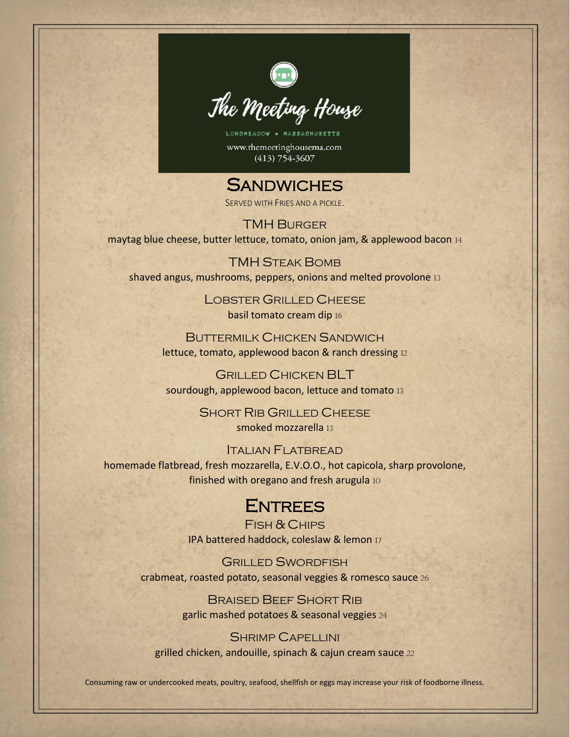The Meeting House

LONGMEADOW • MASSACHUSETTS

www.themeetinghousema.com
(413) 754-3607

## Sandwiches

Served with fries and a pickle.

### TMH Burger
maytag blue cheese, butter lettuce, tomato, onion jam, & applewood bacon 14

### TMH Steak Bomb
shaved angus, mushrooms, peppers, onions and melted provolone 13

### Lobster Grilled Cheese
basil tomato cream dip 16

### Buttermilk Chicken Sandwich
lettuce, tomato, applewood bacon & ranch dressing 12

### Grilled Chicken BLT
sourdough, applewood bacon, lettuce and tomato 13

### Short Rib Grilled Cheese
smoked mozzarella 13

### Italian Flatbread
homemade flatbread, fresh mozzarella, E.V.O.O., hot capicola, sharp provolone, finished with oregano and fresh arugula 10

## Entrees

### Fish & Chips
IPA battered haddock, coleslaw & lemon 17

### Grilled Swordfish
crabmeat, roasted potato, seasonal veggies & romesco sauce 26

### Braised Beef Short Rib
garlic mashed potatoes & seasonal veggies 24

### Shrimp Capellini
grilled chicken, andouille, spinach & cajun cream sauce 22

Consuming raw or undercooked meats, poultry, seafood, shellfish or eggs may increase your risk of foodborne illness.